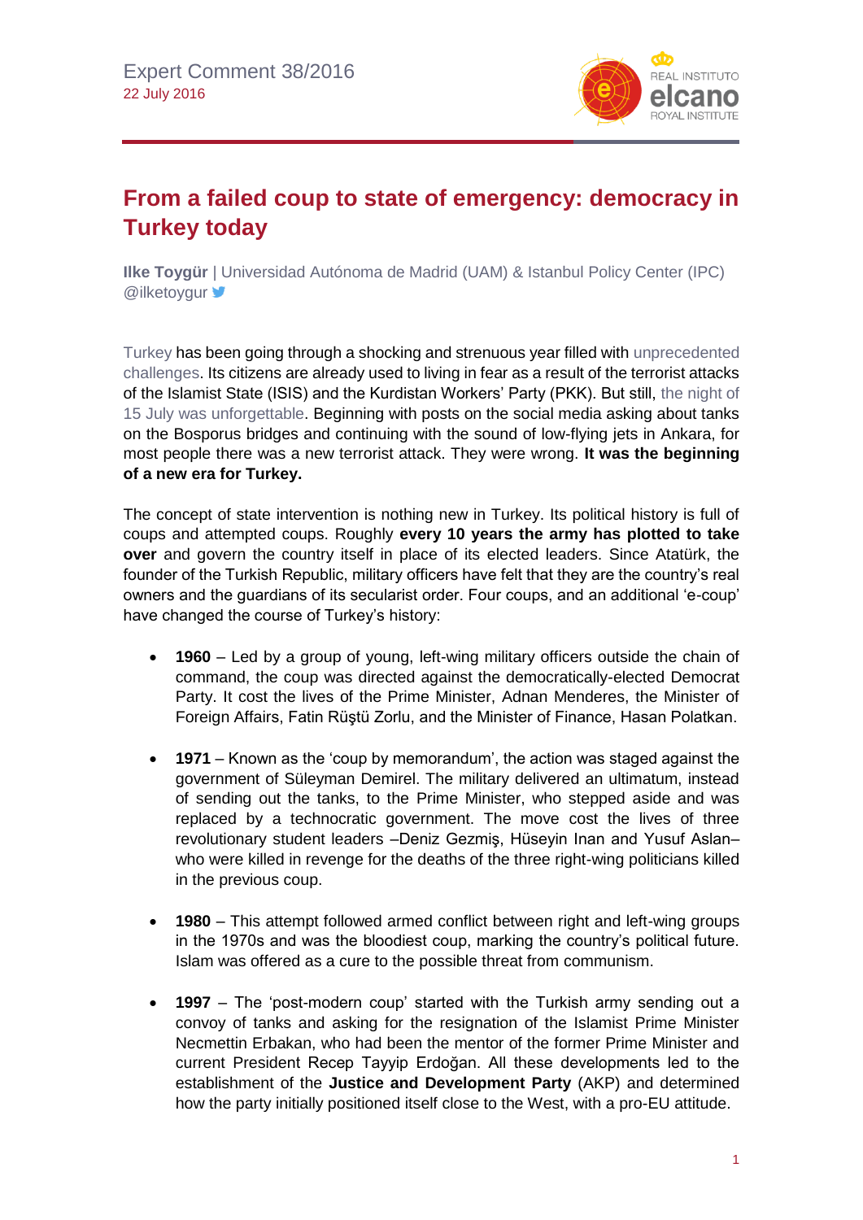Expert Comment 38/2016
22 July 2016

# From a failed coup to state of emergency: democracy in Turkey today

**Ilke Toygür** | Universidad Autónoma de Madrid (UAM) & Istanbul Policy Center (IPC)
@ilketoygur

Turkey has been going through a shocking and strenuous year filled with unprecedented challenges. Its citizens are already used to living in fear as a result of the terrorist attacks of the Islamist State (ISIS) and the Kurdistan Workers' Party (PKK). But still, the night of 15 July was unforgettable. Beginning with posts on the social media asking about tanks on the Bosporus bridges and continuing with the sound of low-flying jets in Ankara, for most people there was a new terrorist attack. They were wrong. **It was the beginning of a new era for Turkey.**

The concept of state intervention is nothing new in Turkey. Its political history is full of coups and attempted coups. Roughly **every 10 years the army has plotted to take over** and govern the country itself in place of its elected leaders. Since Atatürk, the founder of the Turkish Republic, military officers have felt that they are the country's real owners and the guardians of its secularist order. Four coups, and an additional 'e-coup' have changed the course of Turkey's history:

- **1960** – Led by a group of young, left-wing military officers outside the chain of command, the coup was directed against the democratically-elected Democrat Party. It cost the lives of the Prime Minister, Adnan Menderes, the Minister of Foreign Affairs, Fatin Rüştü Zorlu, and the Minister of Finance, Hasan Polatkan.

- **1971** – Known as the 'coup by memorandum', the action was staged against the government of Süleyman Demirel. The military delivered an ultimatum, instead of sending out the tanks, to the Prime Minister, who stepped aside and was replaced by a technocratic government. The move cost the lives of three revolutionary student leaders –Deniz Gezmiş, Hüseyin Inan and Yusuf Aslan– who were killed in revenge for the deaths of the three right-wing politicians killed in the previous coup.

- **1980** – This attempt followed armed conflict between right and left-wing groups in the 1970s and was the bloodiest coup, marking the country's political future. Islam was offered as a cure to the possible threat from communism.

- **1997** – The 'post-modern coup' started with the Turkish army sending out a convoy of tanks and asking for the resignation of the Islamist Prime Minister Necmettin Erbakan, who had been the mentor of the former Prime Minister and current President Recep Tayyip Erdoğan. All these developments led to the establishment of the **Justice and Development Party** (AKP) and determined how the party initially positioned itself close to the West, with a pro-EU attitude.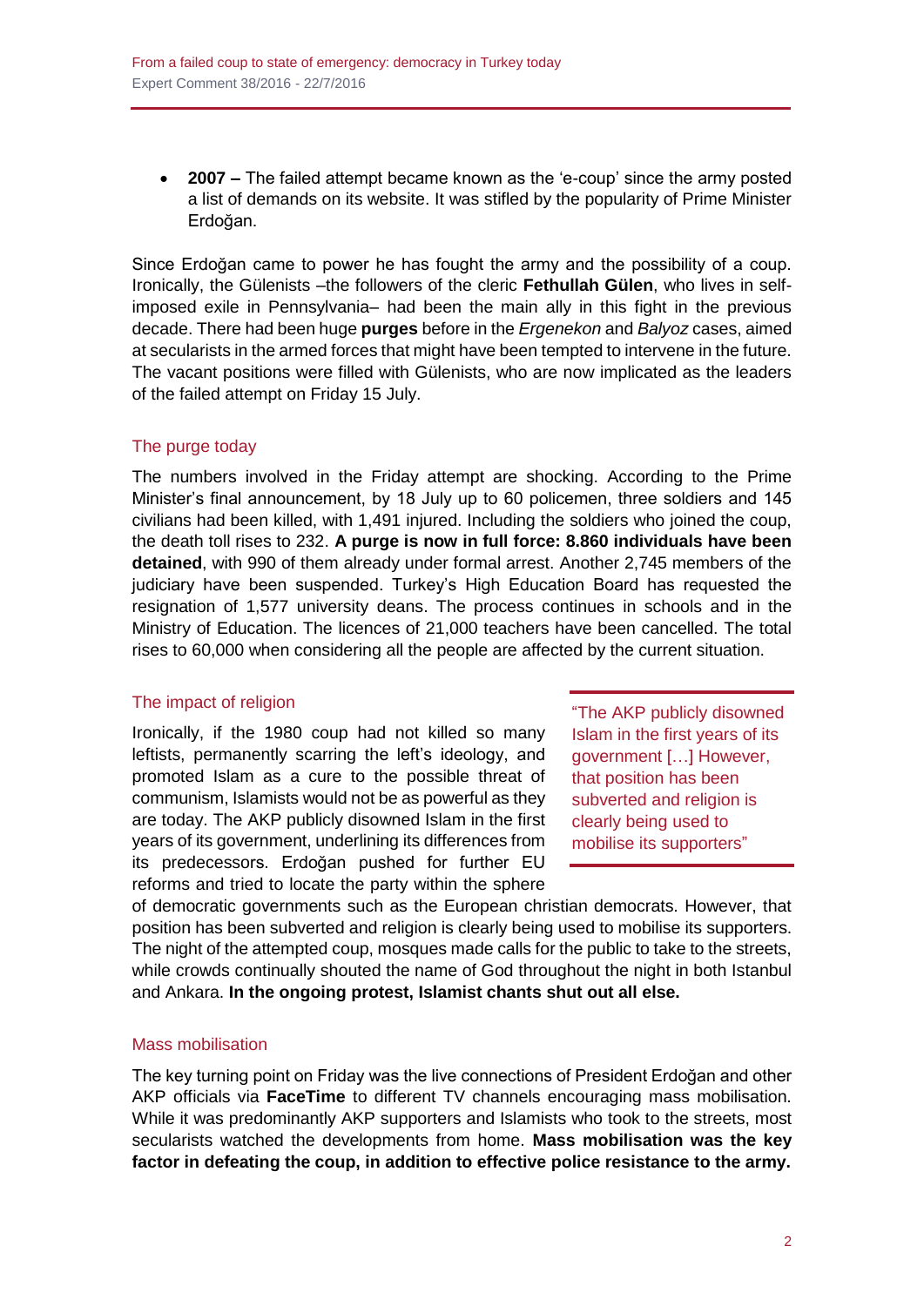- **2007 –** The failed attempt became known as the 'e-coup' since the army posted a list of demands on its website. It was stifled by the popularity of Prime Minister Erdoğan.

Since Erdoğan came to power he has fought the army and the possibility of a coup. Ironically, the Gülenists –the followers of the cleric **Fethullah Gülen**, who lives in self-imposed exile in Pennsylvania– had been the main ally in this fight in the previous decade. There had been huge **purges** before in the *Ergenekon* and *Balyoz* cases, aimed at secularists in the armed forces that might have been tempted to intervene in the future. The vacant positions were filled with Gülenists, who are now implicated as the leaders of the failed attempt on Friday 15 July.

## The purge today

The numbers involved in the Friday attempt are shocking. According to the Prime Minister's final announcement, by 18 July up to 60 policemen, three soldiers and 145 civilians had been killed, with 1,491 injured. Including the soldiers who joined the coup, the death toll rises to 232. **A purge is now in full force: 8.860 individuals have been detained**, with 990 of them already under formal arrest. Another 2,745 members of the judiciary have been suspended. Turkey's High Education Board has requested the resignation of 1,577 university deans. The process continues in schools and in the Ministry of Education. The licences of 21,000 teachers have been cancelled. The total rises to 60,000 when considering all the people are affected by the current situation.

## The impact of religion

Ironically, if the 1980 coup had not killed so many leftists, permanently scarring the left's ideology, and promoted Islam as a cure to the possible threat of communism, Islamists would not be as powerful as they are today. The AKP publicly disowned Islam in the first years of its government, underlining its differences from its predecessors. Erdoğan pushed for further EU reforms and tried to locate the party within the sphere of democratic governments such as the European christian democrats. However, that position has been subverted and religion is clearly being used to mobilise its supporters. The night of the attempted coup, mosques made calls for the public to take to the streets, while crowds continually shouted the name of God throughout the night in both Istanbul and Ankara. **In the ongoing protest, Islamist chants shut out all else.**

> "The AKP publicly disowned Islam in the first years of its government […] However, that position has been subverted and religion is clearly being used to mobilise its supporters"

## Mass mobilisation

The key turning point on Friday was the live connections of President Erdoğan and other AKP officials via **FaceTime** to different TV channels encouraging mass mobilisation. While it was predominantly AKP supporters and Islamists who took to the streets, most secularists watched the developments from home. **Mass mobilisation was the key factor in defeating the coup, in addition to effective police resistance to the army.**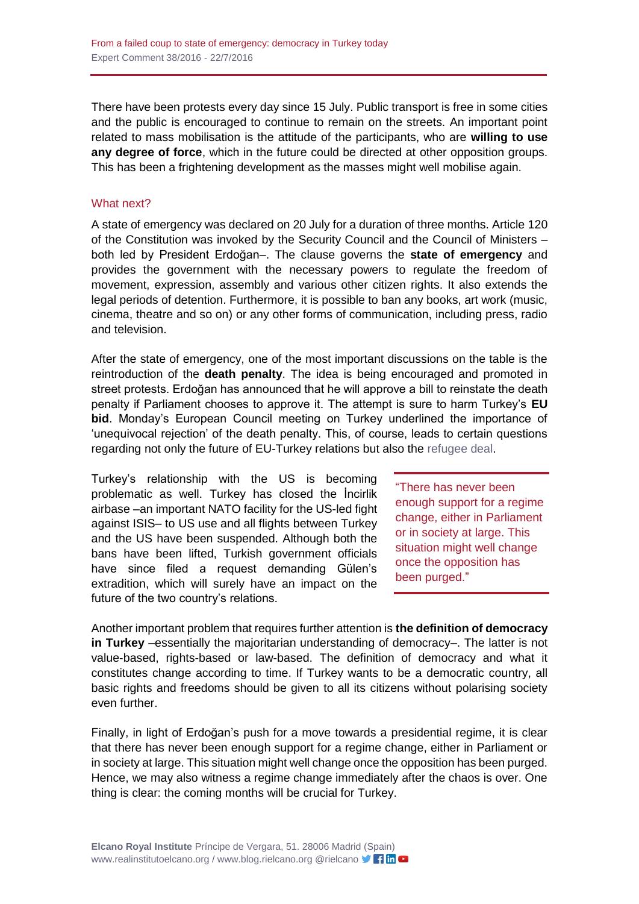There have been protests every day since 15 July. Public transport is free in some cities and the public is encouraged to continue to remain on the streets. An important point related to mass mobilisation is the attitude of the participants, who are **willing to use any degree of force**, which in the future could be directed at other opposition groups. This has been a frightening development as the masses might well mobilise again.

## What next?

A state of emergency was declared on 20 July for a duration of three months. Article 120 of the Constitution was invoked by the Security Council and the Council of Ministers –both led by President Erdoğan–. The clause governs the **state of emergency** and provides the government with the necessary powers to regulate the freedom of movement, expression, assembly and various other citizen rights. It also extends the legal periods of detention. Furthermore, it is possible to ban any books, art work (music, cinema, theatre and so on) or any other forms of communication, including press, radio and television.

After the state of emergency, one of the most important discussions on the table is the reintroduction of the **death penalty**. The idea is being encouraged and promoted in street protests. Erdoğan has announced that he will approve a bill to reinstate the death penalty if Parliament chooses to approve it. The attempt is sure to harm Turkey's **EU bid**. Monday's European Council meeting on Turkey underlined the importance of 'unequivocal rejection' of the death penalty. This, of course, leads to certain questions regarding not only the future of EU-Turkey relations but also the refugee deal.

Turkey's relationship with the US is becoming problematic as well. Turkey has closed the İncirlik airbase –an important NATO facility for the US-led fight against ISIS– to US use and all flights between Turkey and the US have been suspended. Although both the bans have been lifted, Turkish government officials have since filed a request demanding Gülen's extradition, which will surely have an impact on the future of the two country's relations.

> "There has never been enough support for a regime change, either in Parliament or in society at large. This situation might well change once the opposition has been purged."

Another important problem that requires further attention is **the definition of democracy in Turkey** –essentially the majoritarian understanding of democracy–. The latter is not value-based, rights-based or law-based. The definition of democracy and what it constitutes change according to time. If Turkey wants to be a democratic country, all basic rights and freedoms should be given to all its citizens without polarising society even further.

Finally, in light of Erdoğan's push for a move towards a presidential regime, it is clear that there has never been enough support for a regime change, either in Parliament or in society at large. This situation might well change once the opposition has been purged. Hence, we may also witness a regime change immediately after the chaos is over. One thing is clear: the coming months will be crucial for Turkey.